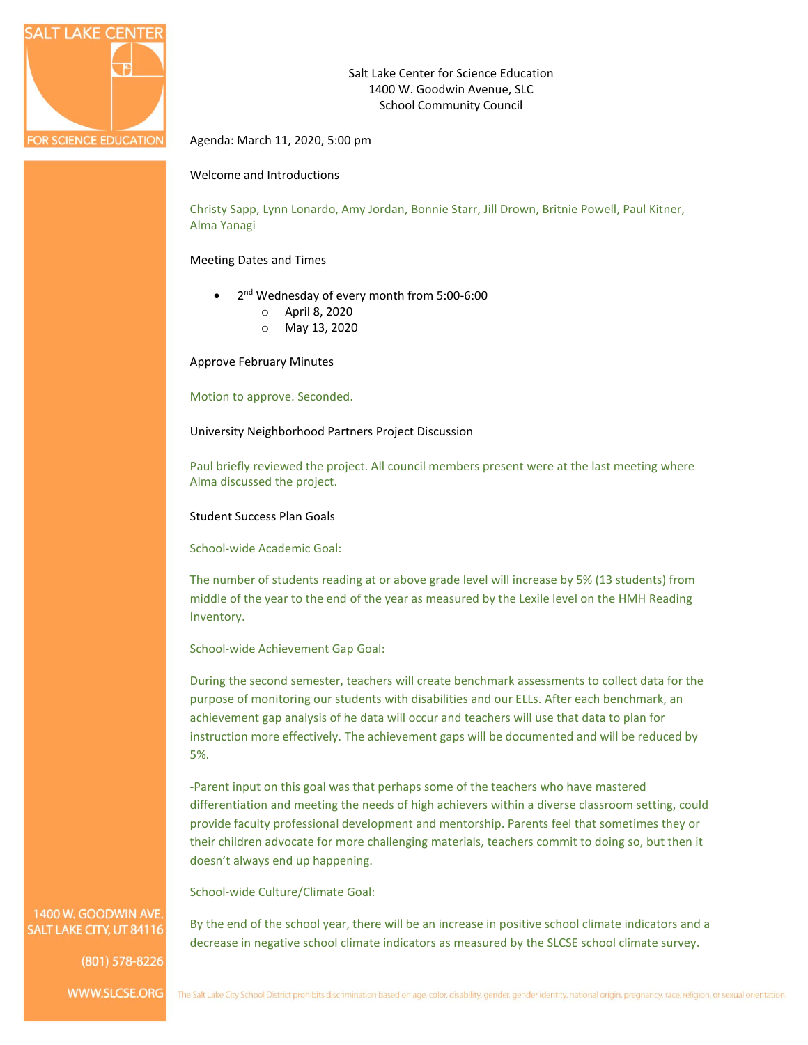Salt Lake Center for Science Education
1400 W. Goodwin Avenue, SLC
School Community Council

Agenda: March 11, 2020, 5:00 pm

Welcome and Introductions

Christy Sapp, Lynn Lonardo, Amy Jordan, Bonnie Starr, Jill Drown, Britnie Powell, Paul Kitner, Alma Yanagi

Meeting Dates and Times

- 2nd Wednesday of every month from 5:00-6:00
  - April 8, 2020
  - May 13, 2020

Approve February Minutes

Motion to approve. Seconded.

University Neighborhood Partners Project Discussion

Paul briefly reviewed the project. All council members present were at the last meeting where Alma discussed the project.

Student Success Plan Goals

School-wide Academic Goal:

The number of students reading at or above grade level will increase by 5% (13 students) from middle of the year to the end of the year as measured by the Lexile level on the HMH Reading Inventory.

School-wide Achievement Gap Goal:

During the second semester, teachers will create benchmark assessments to collect data for the purpose of monitoring our students with disabilities and our ELLs. After each benchmark, an achievement gap analysis of he data will occur and teachers will use that data to plan for instruction more effectively. The achievement gaps will be documented and will be reduced by 5%.

-Parent input on this goal was that perhaps some of the teachers who have mastered differentiation and meeting the needs of high achievers within a diverse classroom setting, could provide faculty professional development and mentorship. Parents feel that sometimes they or their children advocate for more challenging materials, teachers commit to doing so, but then it doesn't always end up happening.

School-wide Culture/Climate Goal:

By the end of the school year, there will be an increase in positive school climate indicators and a decrease in negative school climate indicators as measured by the SLCSE school climate survey.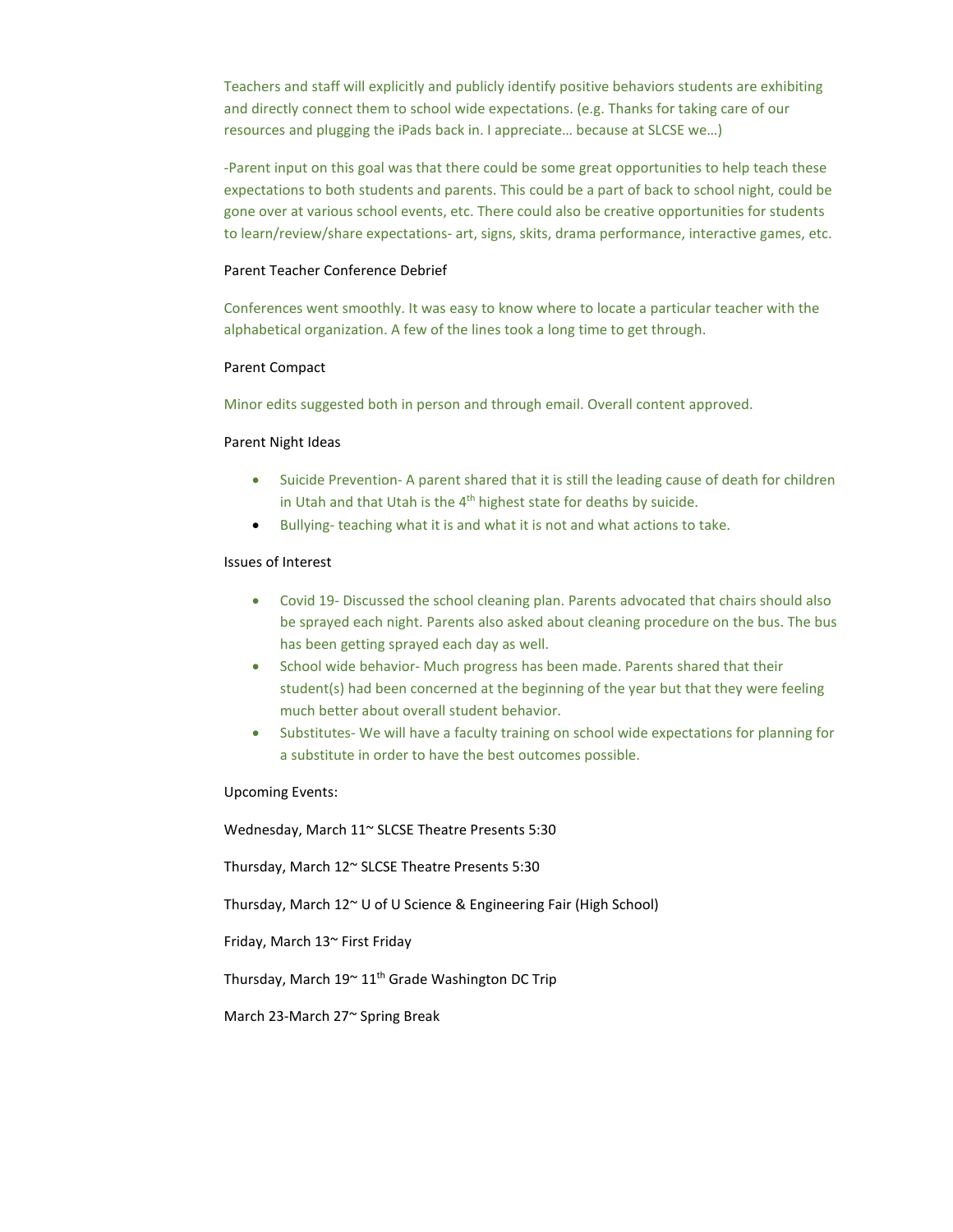Teachers and staff will explicitly and publicly identify positive behaviors students are exhibiting and directly connect them to school wide expectations. (e.g. Thanks for taking care of our resources and plugging the iPads back in. I appreciate… because at SLCSE we…)

-Parent input on this goal was that there could be some great opportunities to help teach these expectations to both students and parents. This could be a part of back to school night, could be gone over at various school events, etc. There could also be creative opportunities for students to learn/review/share expectations- art, signs, skits, drama performance, interactive games, etc.

Parent Teacher Conference Debrief

Conferences went smoothly. It was easy to know where to locate a particular teacher with the alphabetical organization. A few of the lines took a long time to get through.

Parent Compact

Minor edits suggested both in person and through email. Overall content approved.

Parent Night Ideas

- Suicide Prevention- A parent shared that it is still the leading cause of death for children in Utah and that Utah is the 4th highest state for deaths by suicide.
- Bullying- teaching what it is and what it is not and what actions to take.

Issues of Interest

- Covid 19- Discussed the school cleaning plan. Parents advocated that chairs should also be sprayed each night. Parents also asked about cleaning procedure on the bus. The bus has been getting sprayed each day as well.
- School wide behavior- Much progress has been made. Parents shared that their student(s) had been concerned at the beginning of the year but that they were feeling much better about overall student behavior.
- Substitutes- We will have a faculty training on school wide expectations for planning for a substitute in order to have the best outcomes possible.

Upcoming Events:

Wednesday, March 11~ SLCSE Theatre Presents 5:30

Thursday, March 12~ SLCSE Theatre Presents 5:30

Thursday, March 12~ U of U Science & Engineering Fair (High School)

Friday, March 13~ First Friday

Thursday, March 19~ 11th Grade Washington DC Trip

March 23-March 27~ Spring Break